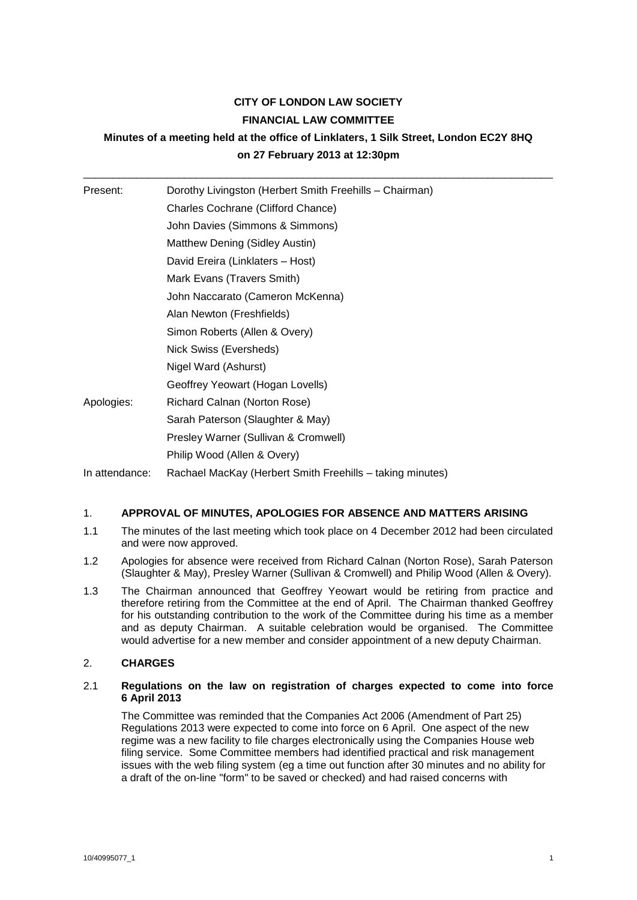**CITY OF LONDON LAW SOCIETY**

**FINANCIAL LAW COMMITTEE**

**Minutes of a meeting held at the office of Linklaters, 1 Silk Street, London EC2Y 8HQ on 27 February 2013 at 12:30pm**

---

| | |
|---|---|
| Present: | Dorothy Livingston (Herbert Smith Freehills – Chairman) |
| | Charles Cochrane (Clifford Chance) |
| | John Davies (Simmons & Simmons) |
| | Matthew Dening (Sidley Austin) |
| | David Ereira (Linklaters – Host) |
| | Mark Evans (Travers Smith) |
| | John Naccarato (Cameron McKenna) |
| | Alan Newton (Freshfields) |
| | Simon Roberts (Allen & Overy) |
| | Nick Swiss (Eversheds) |
| | Nigel Ward (Ashurst) |
| | Geoffrey Yeowart (Hogan Lovells) |
| Apologies: | Richard Calnan (Norton Rose) |
| | Sarah Paterson (Slaughter & May) |
| | Presley Warner (Sullivan & Cromwell) |
| | Philip Wood (Allen & Overy) |
| In attendance: | Rachael MacKay (Herbert Smith Freehills – taking minutes) |

1. **APPROVAL OF MINUTES, APOLOGIES FOR ABSENCE AND MATTERS ARISING**

1.1 The minutes of the last meeting which took place on 4 December 2012 had been circulated and were now approved.

1.2 Apologies for absence were received from Richard Calnan (Norton Rose), Sarah Paterson (Slaughter & May), Presley Warner (Sullivan & Cromwell) and Philip Wood (Allen & Overy).

1.3 The Chairman announced that Geoffrey Yeowart would be retiring from practice and therefore retiring from the Committee at the end of April. The Chairman thanked Geoffrey for his outstanding contribution to the work of the Committee during his time as a member and as deputy Chairman. A suitable celebration would be organised. The Committee would advertise for a new member and consider appointment of a new deputy Chairman.

2. **CHARGES**

2.1 **Regulations on the law on registration of charges expected to come into force 6 April 2013**

The Committee was reminded that the Companies Act 2006 (Amendment of Part 25) Regulations 2013 were expected to come into force on 6 April. One aspect of the new regime was a new facility to file charges electronically using the Companies House web filing service. Some Committee members had identified practical and risk management issues with the web filing system (eg a time out function after 30 minutes and no ability for a draft of the on-line "form" to be saved or checked) and had raised concerns with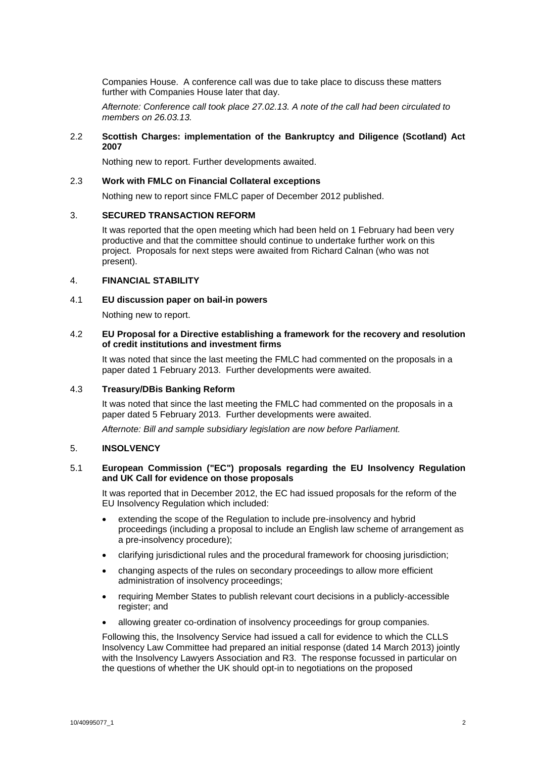Companies House. A conference call was due to take place to discuss these matters further with Companies House later that day.

*Afternote: Conference call took place 27.02.13. A note of the call had been circulated to members on 26.03.13.*

### 2.2 Scottish Charges: implementation of the Bankruptcy and Diligence (Scotland) Act 2007

Nothing new to report. Further developments awaited.

### 2.3 Work with FMLC on Financial Collateral exceptions

Nothing new to report since FMLC paper of December 2012 published.

## 3. SECURED TRANSACTION REFORM

It was reported that the open meeting which had been held on 1 February had been very productive and that the committee should continue to undertake further work on this project. Proposals for next steps were awaited from Richard Calnan (who was not present).

## 4. FINANCIAL STABILITY

### 4.1 EU discussion paper on bail-in powers

Nothing new to report.

### 4.2 EU Proposal for a Directive establishing a framework for the recovery and resolution of credit institutions and investment firms

It was noted that since the last meeting the FMLC had commented on the proposals in a paper dated 1 February 2013. Further developments were awaited.

### 4.3 Treasury/DBis Banking Reform

It was noted that since the last meeting the FMLC had commented on the proposals in a paper dated 5 February 2013. Further developments were awaited.

*Afternote: Bill and sample subsidiary legislation are now before Parliament.*

## 5. INSOLVENCY

### 5.1 European Commission ("EC") proposals regarding the EU Insolvency Regulation and UK Call for evidence on those proposals

It was reported that in December 2012, the EC had issued proposals for the reform of the EU Insolvency Regulation which included:

- extending the scope of the Regulation to include pre-insolvency and hybrid proceedings (including a proposal to include an English law scheme of arrangement as a pre-insolvency procedure);
- clarifying jurisdictional rules and the procedural framework for choosing jurisdiction;
- changing aspects of the rules on secondary proceedings to allow more efficient administration of insolvency proceedings;
- requiring Member States to publish relevant court decisions in a publicly-accessible register; and
- allowing greater co-ordination of insolvency proceedings for group companies.

Following this, the Insolvency Service had issued a call for evidence to which the CLLS Insolvency Law Committee had prepared an initial response (dated 14 March 2013) jointly with the Insolvency Lawyers Association and R3. The response focussed in particular on the questions of whether the UK should opt-in to negotiations on the proposed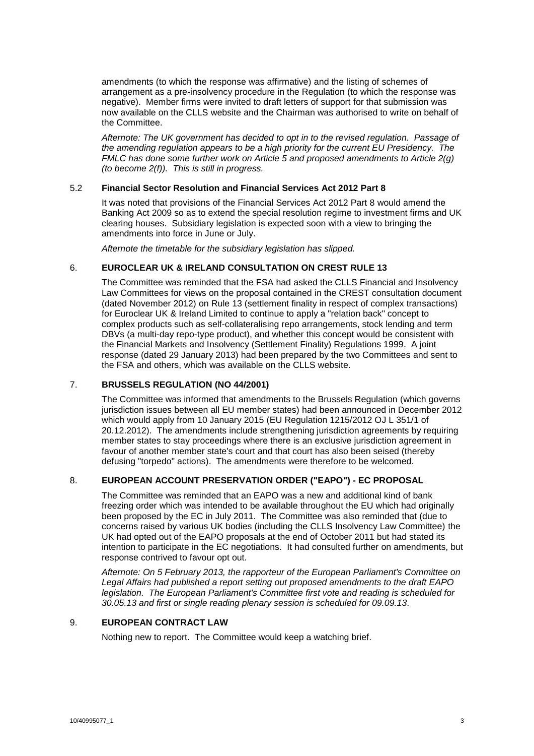amendments (to which the response was affirmative) and the listing of schemes of arrangement as a pre-insolvency procedure in the Regulation (to which the response was negative). Member firms were invited to draft letters of support for that submission was now available on the CLLS website and the Chairman was authorised to write on behalf of the Committee.

*Afternote: The UK government has decided to opt in to the revised regulation. Passage of the amending regulation appears to be a high priority for the current EU Presidency. The FMLC has done some further work on Article 5 and proposed amendments to Article 2(g) (to become 2(f)). This is still in progress.*

### 5.2 Financial Sector Resolution and Financial Services Act 2012 Part 8

It was noted that provisions of the Financial Services Act 2012 Part 8 would amend the Banking Act 2009 so as to extend the special resolution regime to investment firms and UK clearing houses. Subsidiary legislation is expected soon with a view to bringing the amendments into force in June or July.

*Afternote the timetable for the subsidiary legislation has slipped.*

## 6. EUROCLEAR UK & IRELAND CONSULTATION ON CREST RULE 13

The Committee was reminded that the FSA had asked the CLLS Financial and Insolvency Law Committees for views on the proposal contained in the CREST consultation document (dated November 2012) on Rule 13 (settlement finality in respect of complex transactions) for Euroclear UK & Ireland Limited to continue to apply a "relation back" concept to complex products such as self-collateralising repo arrangements, stock lending and term DBVs (a multi-day repo-type product), and whether this concept would be consistent with the Financial Markets and Insolvency (Settlement Finality) Regulations 1999. A joint response (dated 29 January 2013) had been prepared by the two Committees and sent to the FSA and others, which was available on the CLLS website.

## 7. BRUSSELS REGULATION (NO 44/2001)

The Committee was informed that amendments to the Brussels Regulation (which governs jurisdiction issues between all EU member states) had been announced in December 2012 which would apply from 10 January 2015 (EU Regulation 1215/2012 OJ L 351/1 of 20.12.2012). The amendments include strengthening jurisdiction agreements by requiring member states to stay proceedings where there is an exclusive jurisdiction agreement in favour of another member state's court and that court has also been seised (thereby defusing "torpedo" actions). The amendments were therefore to be welcomed.

## 8. EUROPEAN ACCOUNT PRESERVATION ORDER ("EAPO") - EC PROPOSAL

The Committee was reminded that an EAPO was a new and additional kind of bank freezing order which was intended to be available throughout the EU which had originally been proposed by the EC in July 2011. The Committee was also reminded that (due to concerns raised by various UK bodies (including the CLLS Insolvency Law Committee) the UK had opted out of the EAPO proposals at the end of October 2011 but had stated its intention to participate in the EC negotiations. It had consulted further on amendments, but response contrived to favour opt out.

*Afternote: On 5 February 2013, the rapporteur of the European Parliament's Committee on Legal Affairs had published a report setting out proposed amendments to the draft EAPO legislation. The European Parliament's Committee first vote and reading is scheduled for 30.05.13 and first or single reading plenary session is scheduled for 09.09.13.*

## 9. EUROPEAN CONTRACT LAW

Nothing new to report. The Committee would keep a watching brief.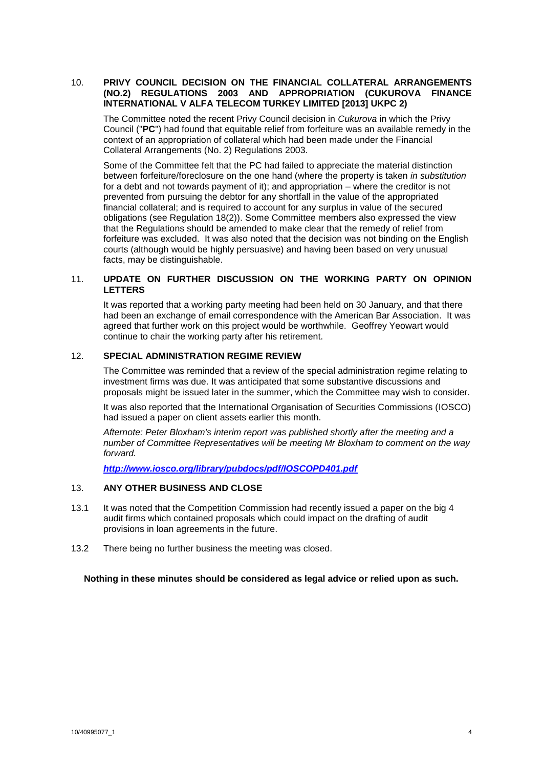## 10. PRIVY COUNCIL DECISION ON THE FINANCIAL COLLATERAL ARRANGEMENTS (NO.2) REGULATIONS 2003 AND APPROPRIATION (CUKUROVA FINANCE INTERNATIONAL V ALFA TELECOM TURKEY LIMITED [2013] UKPC 2)

The Committee noted the recent Privy Council decision in *Cukurova* in which the Privy Council ("**PC**") had found that equitable relief from forfeiture was an available remedy in the context of an appropriation of collateral which had been made under the Financial Collateral Arrangements (No. 2) Regulations 2003.

Some of the Committee felt that the PC had failed to appreciate the material distinction between forfeiture/foreclosure on the one hand (where the property is taken *in substitution* for a debt and not towards payment of it); and appropriation – where the creditor is not prevented from pursuing the debtor for any shortfall in the value of the appropriated financial collateral; and is required to account for any surplus in value of the secured obligations (see Regulation 18(2)). Some Committee members also expressed the view that the Regulations should be amended to make clear that the remedy of relief from forfeiture was excluded. It was also noted that the decision was not binding on the English courts (although would be highly persuasive) and having been based on very unusual facts, may be distinguishable.

## 11. UPDATE ON FURTHER DISCUSSION ON THE WORKING PARTY ON OPINION LETTERS

It was reported that a working party meeting had been held on 30 January, and that there had been an exchange of email correspondence with the American Bar Association. It was agreed that further work on this project would be worthwhile. Geoffrey Yeowart would continue to chair the working party after his retirement.

## 12. SPECIAL ADMINISTRATION REGIME REVIEW

The Committee was reminded that a review of the special administration regime relating to investment firms was due. It was anticipated that some substantive discussions and proposals might be issued later in the summer, which the Committee may wish to consider.

It was also reported that the International Organisation of Securities Commissions (IOSCO) had issued a paper on client assets earlier this month.

*Afternote: Peter Bloxham's interim report was published shortly after the meeting and a number of Committee Representatives will be meeting Mr Bloxham to comment on the way forward.*

***http://www.iosco.org/library/pubdocs/pdf/IOSCOPD401.pdf***

## 13. ANY OTHER BUSINESS AND CLOSE

13.1 It was noted that the Competition Commission had recently issued a paper on the big 4 audit firms which contained proposals which could impact on the drafting of audit provisions in loan agreements in the future.

13.2 There being no further business the meeting was closed.

**Nothing in these minutes should be considered as legal advice or relied upon as such.**

10/40995077_1